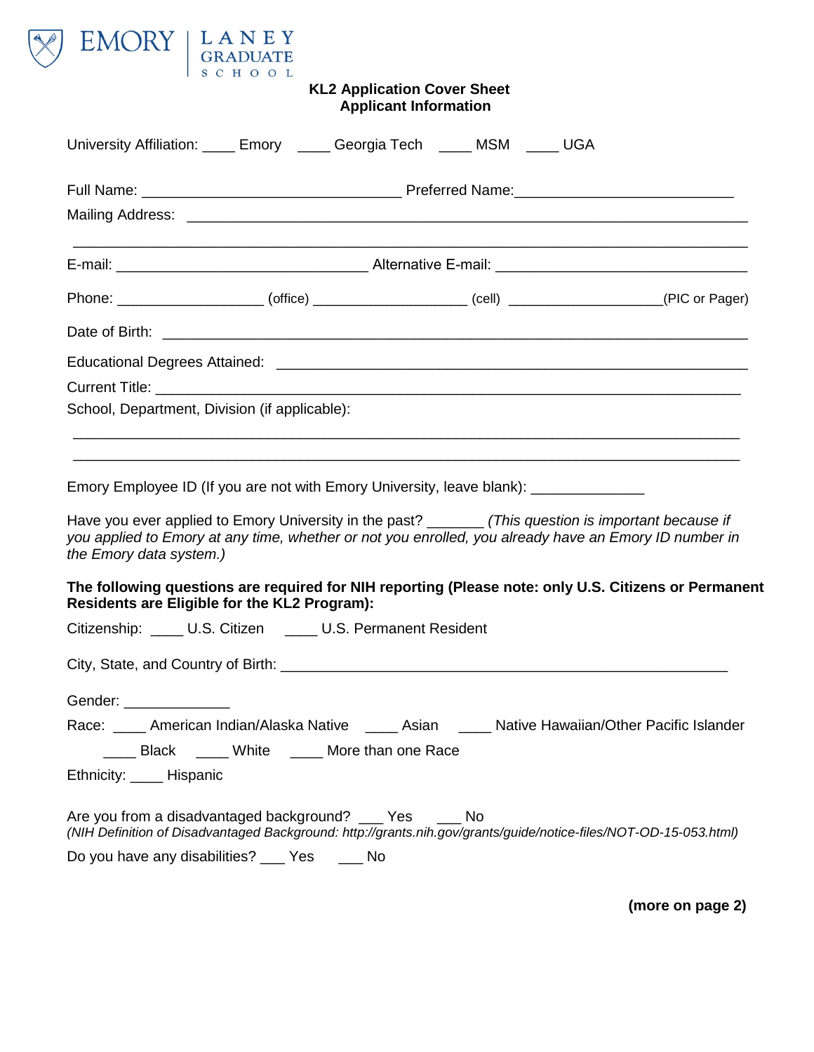EMORY | LANEY GRADUATE SCHOOL

**KL2 Application Cover Sheet**
**Applicant Information**

University Affiliation: ____ Emory ____ Georgia Tech ____ MSM ____ UGA

Full Name: ________________________________ Preferred Name:___________________________

Mailing Address: ______________________________________________________________________

___________________________________________________________________________________

E-mail: _______________________________ Alternative E-mail: _______________________________

Phone: __________________ (office) ___________________ (cell) ___________________(PIC or Pager)

Date of Birth: _________________________________________________________________________

Educational Degrees Attained: ____________________________________________________________

Current Title: __________________________________________________________________________

School, Department, Division (if applicable):

___________________________________________________________________________________

___________________________________________________________________________________

Emory Employee ID (If you are not with Emory University, leave blank): ______________

Have you ever applied to Emory University in the past? _______ *(This question is important because if you applied to Emory at any time, whether or not you enrolled, you already have an Emory ID number in the Emory data system.)*

**The following questions are required for NIH reporting (Please note: only U.S. Citizens or Permanent Residents are Eligible for the KL2 Program):**

Citizenship: ____ U.S. Citizen ____ U.S. Permanent Resident

City, State, and Country of Birth: _______________________________________________________

Gender: _____________

Race: ____ American Indian/Alaska Native ____ Asian ____ Native Hawaiian/Other Pacific Islander

____ Black ____ White ____ More than one Race

Ethnicity: ____ Hispanic

Are you from a disadvantaged background? ___ Yes ___ No
*(NIH Definition of Disadvantaged Background: http://grants.nih.gov/grants/guide/notice-files/NOT-OD-15-053.html)*

Do you have any disabilities? ___ Yes ___ No

**(more on page 2)**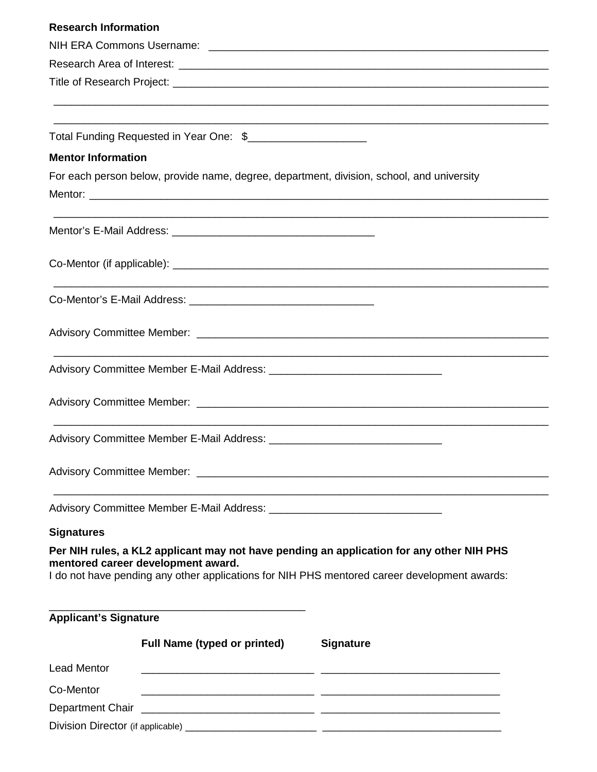**Research Information**

NIH ERA Commons Username: ____________________________________________________________

Research Area of Interest: ____________________________________________________________

Title of Research Project: ____________________________________________________________

______________________________________________________________________________

______________________________________________________________________________

Total Funding Requested in Year One: $____________________

**Mentor Information**

For each person below, provide name, degree, department, division, school, and university

Mentor: ______________________________________________________________________

______________________________________________________________________________

Mentor's E-Mail Address: ___________________________________

Co-Mentor (if applicable): _____________________________________________________

______________________________________________________________________________

Co-Mentor's E-Mail Address: _______________________________

Advisory Committee Member: ____________________________________________________

______________________________________________________________________________

Advisory Committee Member E-Mail Address: _____________________________

Advisory Committee Member: ____________________________________________________

______________________________________________________________________________

Advisory Committee Member E-Mail Address: _____________________________

Advisory Committee Member: ____________________________________________________

______________________________________________________________________________

Advisory Committee Member E-Mail Address: _____________________________

**Signatures**

**Per NIH rules, a KL2 applicant may not have pending an application for any other NIH PHS mentored career development award.**
I do not have pending any other applications for NIH PHS mentored career development awards:

___________________________________________
**Applicant's Signature**

| | **Full Name (typed or printed)** | **Signature** |
|---|---|---|
| Lead Mentor | _____________________________ | ______________________________ |
| Co-Mentor | _____________________________ | ______________________________ |
| Department Chair | _____________________________ | ______________________________ |
| Division Director (if applicable) | _______________________ | ______________________________ |